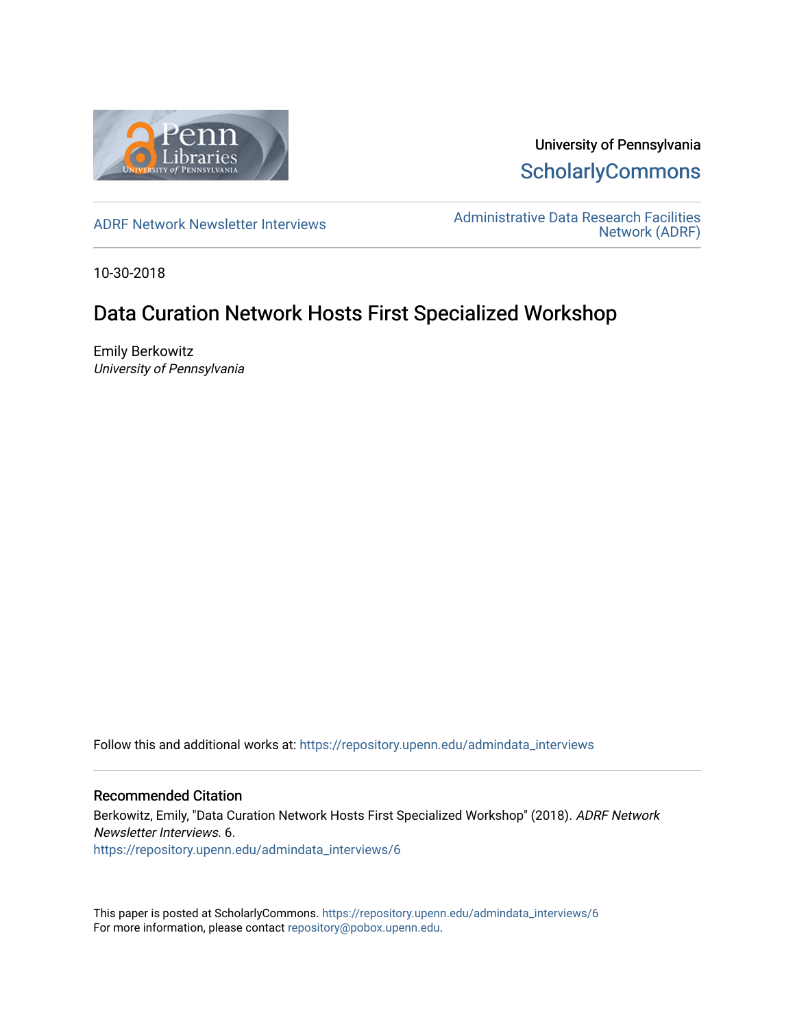University of Pennsylvania
ScholarlyCommons

ADRF Network Newsletter Interviews

Administrative Data Research Facilities Network (ADRF)

10-30-2018

# Data Curation Network Hosts First Specialized Workshop

Emily Berkowitz
*University of Pennsylvania*

Follow this and additional works at: https://repository.upenn.edu/admindata_interviews

## Recommended Citation

Berkowitz, Emily, "Data Curation Network Hosts First Specialized Workshop" (2018). *ADRF Network Newsletter Interviews*. 6.
https://repository.upenn.edu/admindata_interviews/6

This paper is posted at ScholarlyCommons. https://repository.upenn.edu/admindata_interviews/6
For more information, please contact repository@pobox.upenn.edu.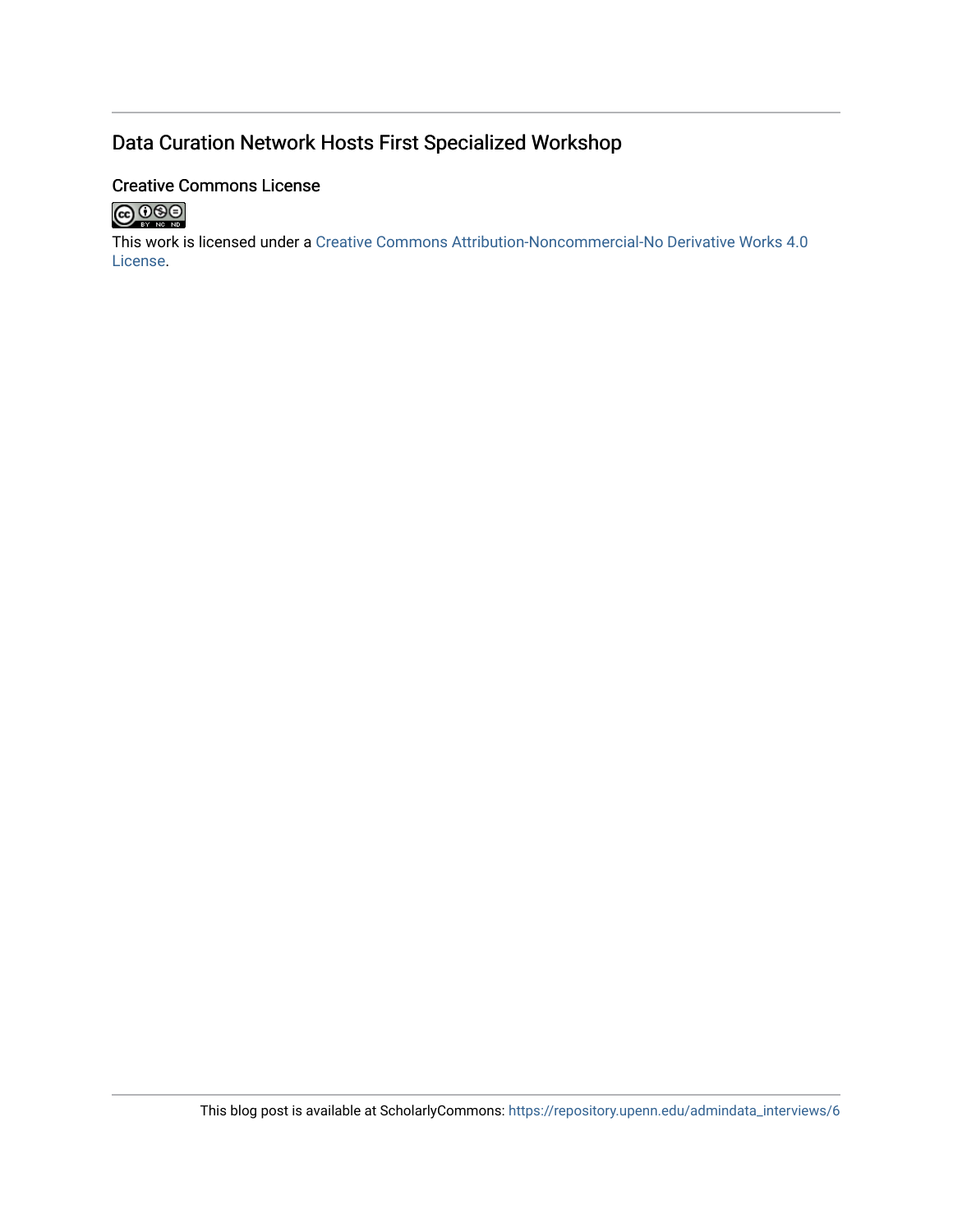## Data Curation Network Hosts First Specialized Workshop

### Creative Commons License

This work is licensed under a Creative Commons Attribution-Noncommercial-No Derivative Works 4.0 License.

This blog post is available at ScholarlyCommons: https://repository.upenn.edu/admindata_interviews/6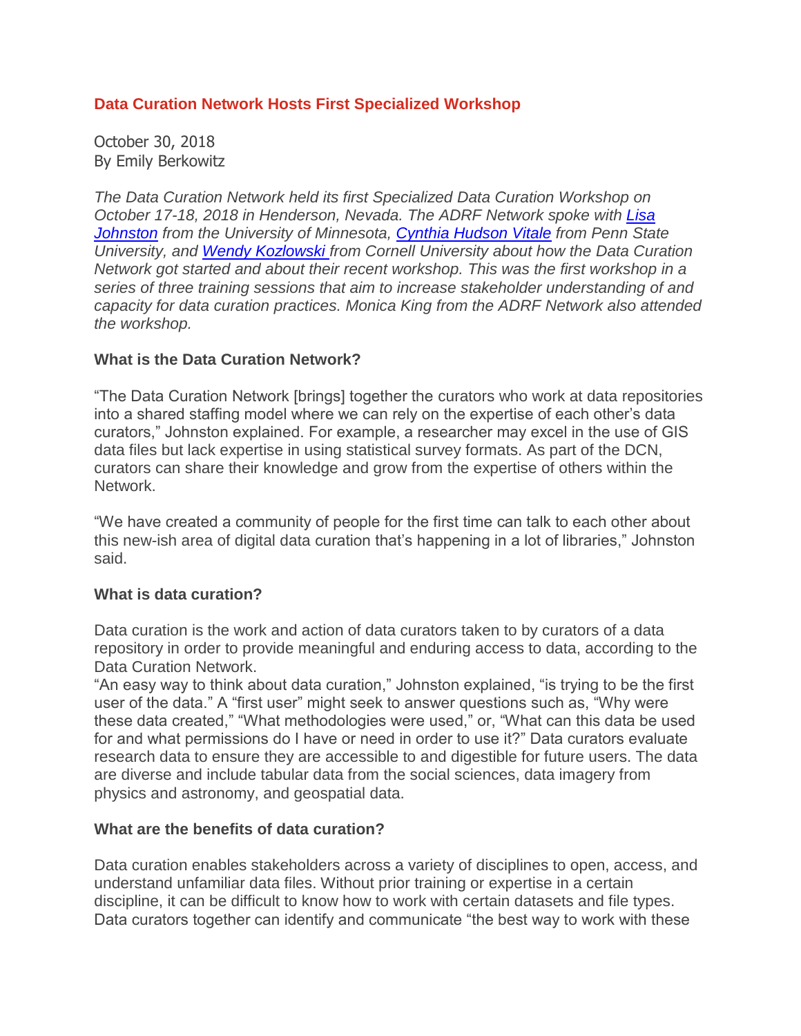## Data Curation Network Hosts First Specialized Workshop

October 30, 2018
By Emily Berkowitz

*The Data Curation Network held its first Specialized Data Curation Workshop on October 17-18, 2018 in Henderson, Nevada. The ADRF Network spoke with [Lisa Johnston]() from the University of Minnesota, [Cynthia Hudson Vitale]() from Penn State University, and [Wendy Kozlowski]() from Cornell University about how the Data Curation Network got started and about their recent workshop. This was the first workshop in a series of three training sessions that aim to increase stakeholder understanding of and capacity for data curation practices. Monica King from the ADRF Network also attended the workshop.*

**What is the Data Curation Network?**

"The Data Curation Network [brings] together the curators who work at data repositories into a shared staffing model where we can rely on the expertise of each other's data curators," Johnston explained. For example, a researcher may excel in the use of GIS data files but lack expertise in using statistical survey formats. As part of the DCN, curators can share their knowledge and grow from the expertise of others within the Network.

"We have created a community of people for the first time can talk to each other about this new-ish area of digital data curation that's happening in a lot of libraries," Johnston said.

**What is data curation?**

Data curation is the work and action of data curators taken to by curators of a data repository in order to provide meaningful and enduring access to data, according to the Data Curation Network.

"An easy way to think about data curation," Johnston explained, "is trying to be the first user of the data." A "first user" might seek to answer questions such as, "Why were these data created," "What methodologies were used," or, "What can this data be used for and what permissions do I have or need in order to use it?" Data curators evaluate research data to ensure they are accessible to and digestible for future users. The data are diverse and include tabular data from the social sciences, data imagery from physics and astronomy, and geospatial data.

**What are the benefits of data curation?**

Data curation enables stakeholders across a variety of disciplines to open, access, and understand unfamiliar data files. Without prior training or expertise in a certain discipline, it can be difficult to know how to work with certain datasets and file types. Data curators together can identify and communicate "the best way to work with these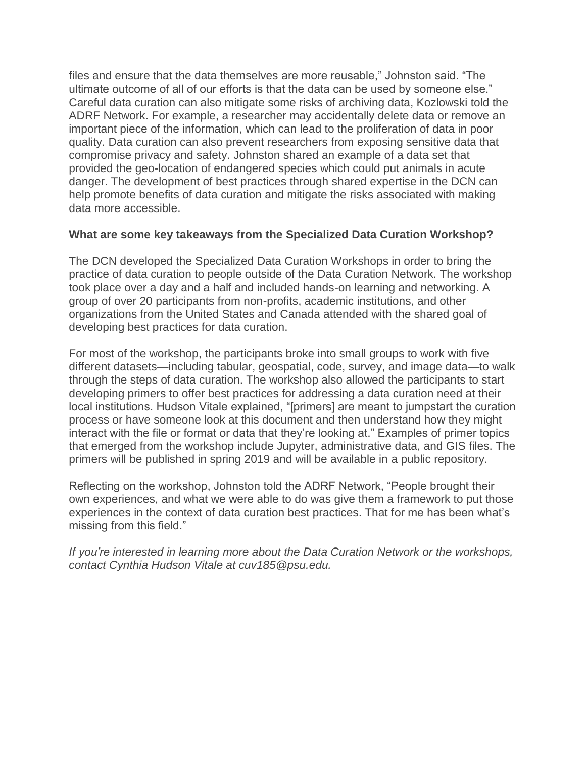files and ensure that the data themselves are more reusable," Johnston said. "The ultimate outcome of all of our efforts is that the data can be used by someone else." Careful data curation can also mitigate some risks of archiving data, Kozlowski told the ADRF Network. For example, a researcher may accidentally delete data or remove an important piece of the information, which can lead to the proliferation of data in poor quality. Data curation can also prevent researchers from exposing sensitive data that compromise privacy and safety. Johnston shared an example of a data set that provided the geo-location of endangered species which could put animals in acute danger. The development of best practices through shared expertise in the DCN can help promote benefits of data curation and mitigate the risks associated with making data more accessible.

**What are some key takeaways from the Specialized Data Curation Workshop?**

The DCN developed the Specialized Data Curation Workshops in order to bring the practice of data curation to people outside of the Data Curation Network. The workshop took place over a day and a half and included hands-on learning and networking. A group of over 20 participants from non-profits, academic institutions, and other organizations from the United States and Canada attended with the shared goal of developing best practices for data curation.

For most of the workshop, the participants broke into small groups to work with five different datasets—including tabular, geospatial, code, survey, and image data—to walk through the steps of data curation. The workshop also allowed the participants to start developing primers to offer best practices for addressing a data curation need at their local institutions. Hudson Vitale explained, "[primers] are meant to jumpstart the curation process or have someone look at this document and then understand how they might interact with the file or format or data that they're looking at." Examples of primer topics that emerged from the workshop include Jupyter, administrative data, and GIS files. The primers will be published in spring 2019 and will be available in a public repository.

Reflecting on the workshop, Johnston told the ADRF Network, "People brought their own experiences, and what we were able to do was give them a framework to put those experiences in the context of data curation best practices. That for me has been what's missing from this field."

*If you're interested in learning more about the Data Curation Network or the workshops, contact Cynthia Hudson Vitale at cuv185@psu.edu.*